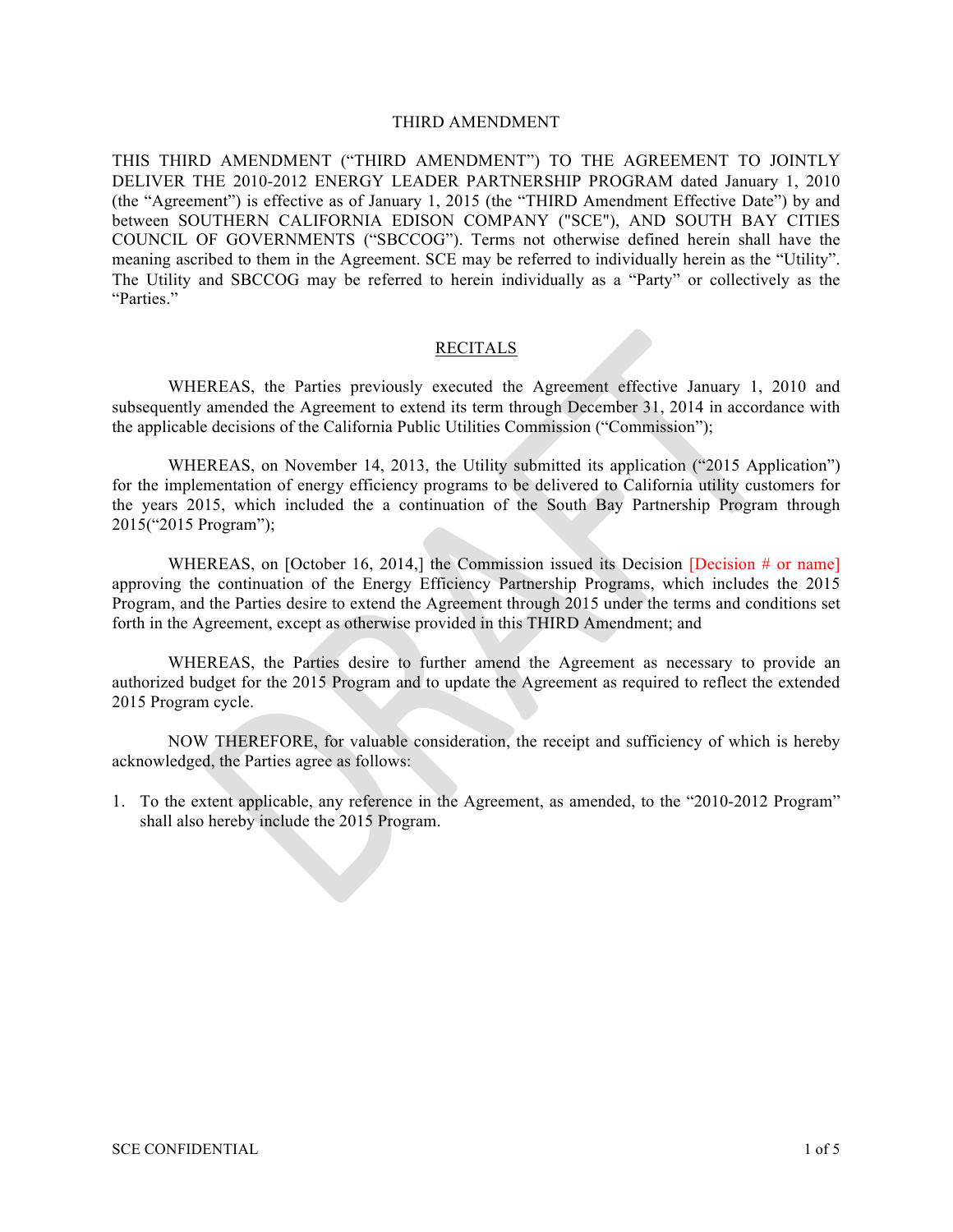# THIRD AMENDMENT

THIS THIRD AMENDMENT ("THIRD AMENDMENT") TO THE AGREEMENT TO JOINTLY DELIVER THE 2010-2012 ENERGY LEADER PARTNERSHIP PROGRAM dated January 1, 2010 (the "Agreement") is effective as of January 1, 2015 (the "THIRD Amendment Effective Date") by and between SOUTHERN CALIFORNIA EDISON COMPANY ("SCE"), AND SOUTH BAY CITIES COUNCIL OF GOVERNMENTS ("SBCCOG"). Terms not otherwise defined herein shall have the meaning ascribed to them in the Agreement. SCE may be referred to individually herein as the "Utility". The Utility and SBCCOG may be referred to herein individually as a "Party" or collectively as the "Parties."

## RECITALS

WHEREAS, the Parties previously executed the Agreement effective January 1, 2010 and subsequently amended the Agreement to extend its term through December 31, 2014 in accordance with the applicable decisions of the California Public Utilities Commission ("Commission");

WHEREAS, on November 14, 2013, the Utility submitted its application ("2015 Application") for the implementation of energy efficiency programs to be delivered to California utility customers for the years 2015, which included the a continuation of the South Bay Partnership Program through 2015("2015 Program");

WHEREAS, on [October 16, 2014,] the Commission issued its Decision [Decision # or name] approving the continuation of the Energy Efficiency Partnership Programs, which includes the 2015 Program, and the Parties desire to extend the Agreement through 2015 under the terms and conditions set forth in the Agreement, except as otherwise provided in this THIRD Amendment; and

WHEREAS, the Parties desire to further amend the Agreement as necessary to provide an authorized budget for the 2015 Program and to update the Agreement as required to reflect the extended 2015 Program cycle.

NOW THEREFORE, for valuable consideration, the receipt and sufficiency of which is hereby acknowledged, the Parties agree as follows:

1. To the extent applicable, any reference in the Agreement, as amended, to the "2010-2012 Program" shall also hereby include the 2015 Program.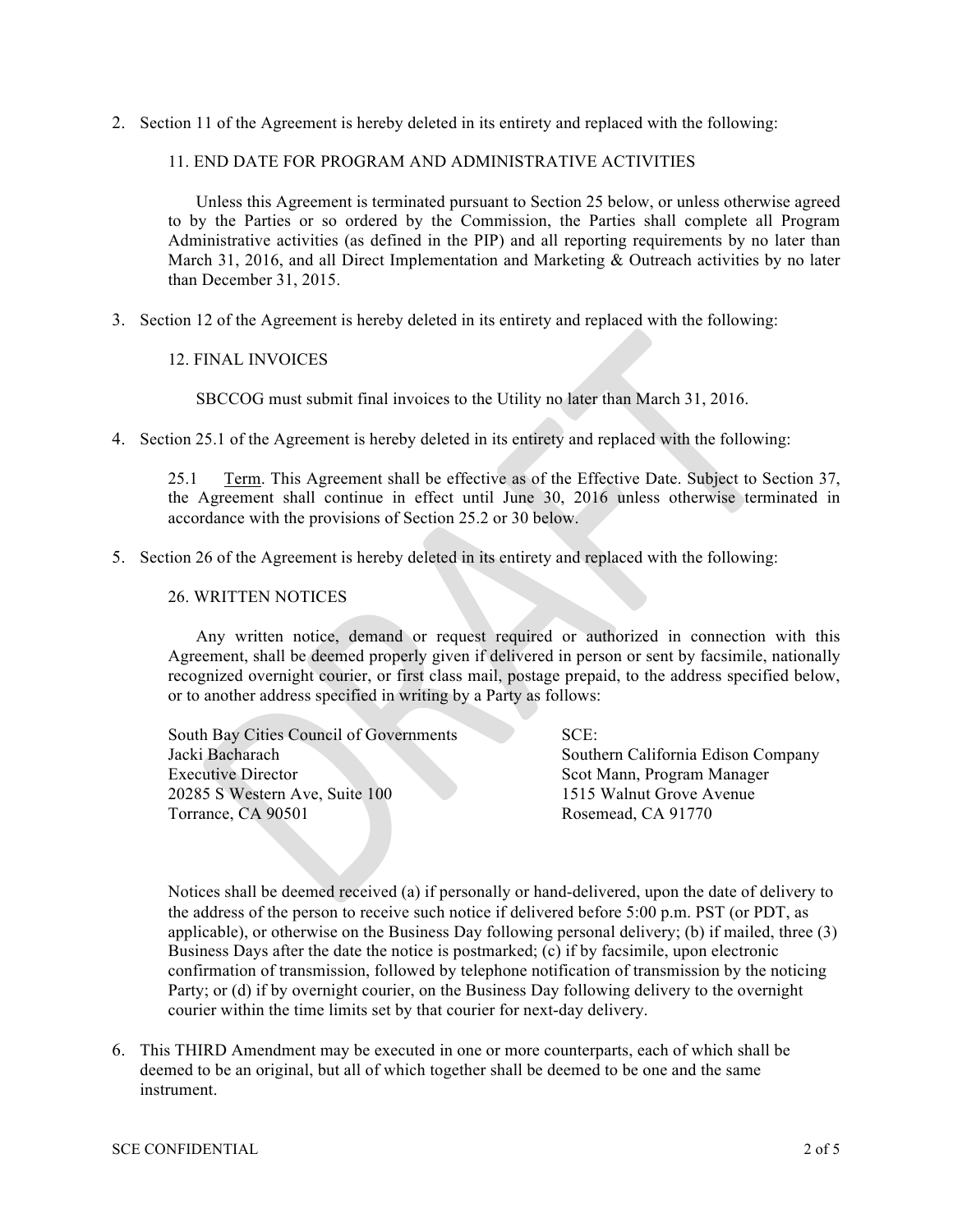2. Section 11 of the Agreement is hereby deleted in its entirety and replaced with the following:

   11. END DATE FOR PROGRAM AND ADMINISTRATIVE ACTIVITIES

   Unless this Agreement is terminated pursuant to Section 25 below, or unless otherwise agreed to by the Parties or so ordered by the Commission, the Parties shall complete all Program Administrative activities (as defined in the PIP) and all reporting requirements by no later than March 31, 2016, and all Direct Implementation and Marketing & Outreach activities by no later than December 31, 2015.

3. Section 12 of the Agreement is hereby deleted in its entirety and replaced with the following:

   12. FINAL INVOICES

   SBCCOG must submit final invoices to the Utility no later than March 31, 2016.

4. Section 25.1 of the Agreement is hereby deleted in its entirety and replaced with the following:

   25.1 Term. This Agreement shall be effective as of the Effective Date. Subject to Section 37, the Agreement shall continue in effect until June 30, 2016 unless otherwise terminated in accordance with the provisions of Section 25.2 or 30 below.

5. Section 26 of the Agreement is hereby deleted in its entirety and replaced with the following:

   26. WRITTEN NOTICES

   Any written notice, demand or request required or authorized in connection with this Agreement, shall be deemed properly given if delivered in person or sent by facsimile, nationally recognized overnight courier, or first class mail, postage prepaid, to the address specified below, or to another address specified in writing by a Party as follows:

   South Bay Cities Council of Governments
   Jacki Bacharach
   Executive Director
   20285 S Western Ave, Suite 100
   Torrance, CA 90501

   SCE:
   Southern California Edison Company
   Scot Mann, Program Manager
   1515 Walnut Grove Avenue
   Rosemead, CA 91770

   Notices shall be deemed received (a) if personally or hand-delivered, upon the date of delivery to the address of the person to receive such notice if delivered before 5:00 p.m. PST (or PDT, as applicable), or otherwise on the Business Day following personal delivery; (b) if mailed, three (3) Business Days after the date the notice is postmarked; (c) if by facsimile, upon electronic confirmation of transmission, followed by telephone notification of transmission by the noticing Party; or (d) if by overnight courier, on the Business Day following delivery to the overnight courier within the time limits set by that courier for next-day delivery.

6. This THIRD Amendment may be executed in one or more counterparts, each of which shall be deemed to be an original, but all of which together shall be deemed to be one and the same instrument.

SCE CONFIDENTIAL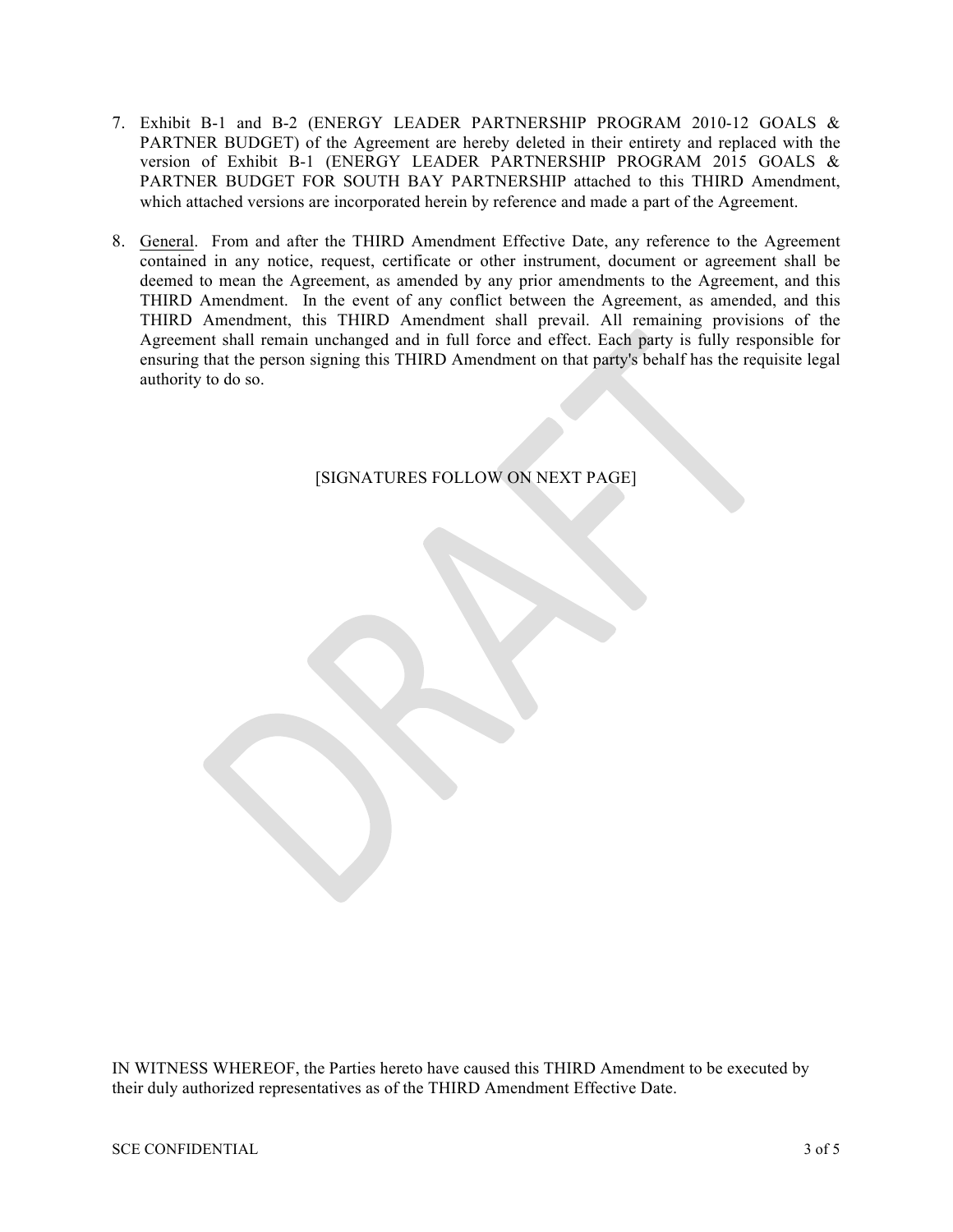7. Exhibit B-1 and B-2 (ENERGY LEADER PARTNERSHIP PROGRAM 2010-12 GOALS & PARTNER BUDGET) of the Agreement are hereby deleted in their entirety and replaced with the version of Exhibit B-1 (ENERGY LEADER PARTNERSHIP PROGRAM 2015 GOALS & PARTNER BUDGET FOR SOUTH BAY PARTNERSHIP attached to this THIRD Amendment, which attached versions are incorporated herein by reference and made a part of the Agreement.

8. General. From and after the THIRD Amendment Effective Date, any reference to the Agreement contained in any notice, request, certificate or other instrument, document or agreement shall be deemed to mean the Agreement, as amended by any prior amendments to the Agreement, and this THIRD Amendment. In the event of any conflict between the Agreement, as amended, and this THIRD Amendment, this THIRD Amendment shall prevail. All remaining provisions of the Agreement shall remain unchanged and in full force and effect. Each party is fully responsible for ensuring that the person signing this THIRD Amendment on that party's behalf has the requisite legal authority to do so.

[SIGNATURES FOLLOW ON NEXT PAGE]

DRAFT

IN WITNESS WHEREOF, the Parties hereto have caused this THIRD Amendment to be executed by their duly authorized representatives as of the THIRD Amendment Effective Date.

SCE CONFIDENTIAL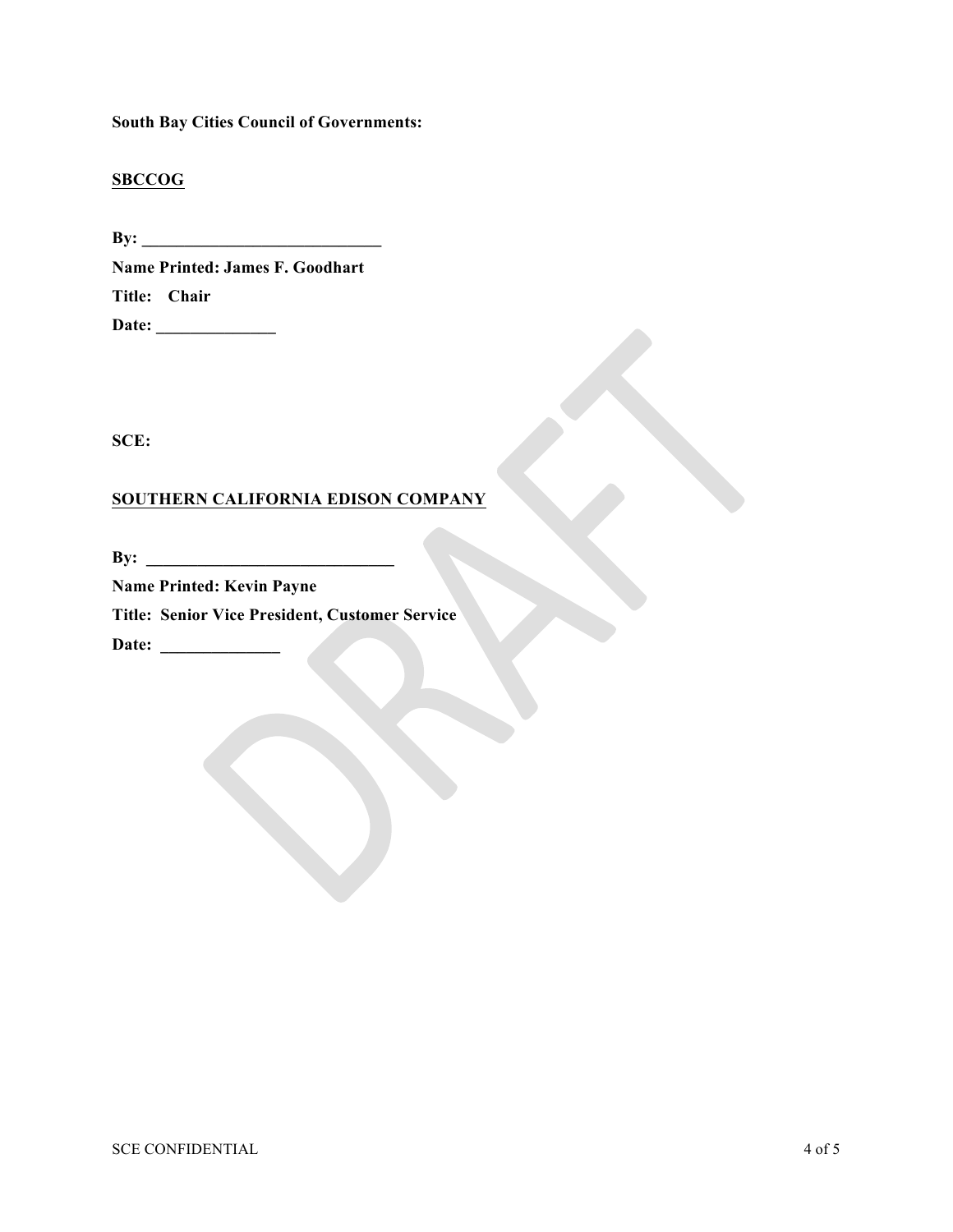**South Bay Cities Council of Governments:**

**<u>SBCCOG</u>**

**By: _____________________________**

**Name Printed: James F. Goodhart**

**Title: Chair**

**Date: ______________**

**SCE:**

**<u>SOUTHERN CALIFORNIA EDISON COMPANY</u>**

**By: _____________________________**

**Name Printed: Kevin Payne**

**Title: Senior Vice President, Customer Service**

**Date: ______________**

DRAFT

SCE CONFIDENTIAL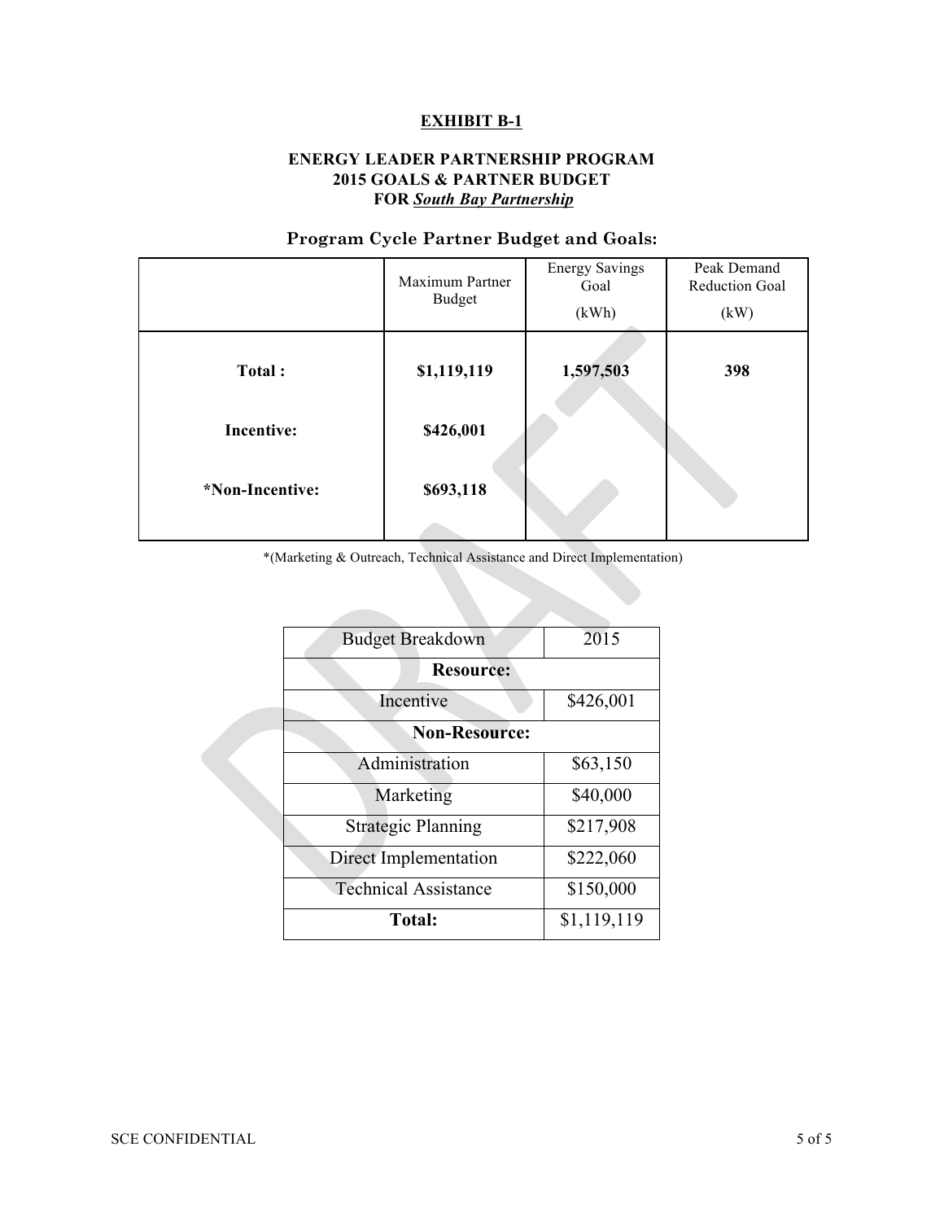**EXHIBIT B-1**

**ENERGY LEADER PARTNERSHIP PROGRAM**
**2015 GOALS & PARTNER BUDGET**
**FOR *South Bay Partnership***

## Program Cycle Partner Budget and Goals:

| | Maximum Partner Budget | Energy Savings Goal (kWh) | Peak Demand Reduction Goal (kW) |
|---|---|---|---|
| **Total :** | **$1,119,119** | **1,597,503** | **398** |
| **Incentive:** | **$426,001** | | |
| **\*Non-Incentive:** | **$693,118** | | |

*(Marketing & Outreach, Technical Assistance and Direct Implementation)

| Budget Breakdown | 2015 |
|---|---|
| **Resource:** | |
| Incentive | $426,001 |
| **Non-Resource:** | |
| Administration | $63,150 |
| Marketing | $40,000 |
| Strategic Planning | $217,908 |
| Direct Implementation | $222,060 |
| Technical Assistance | $150,000 |
| **Total:** | $1,119,119 |

SCE CONFIDENTIAL